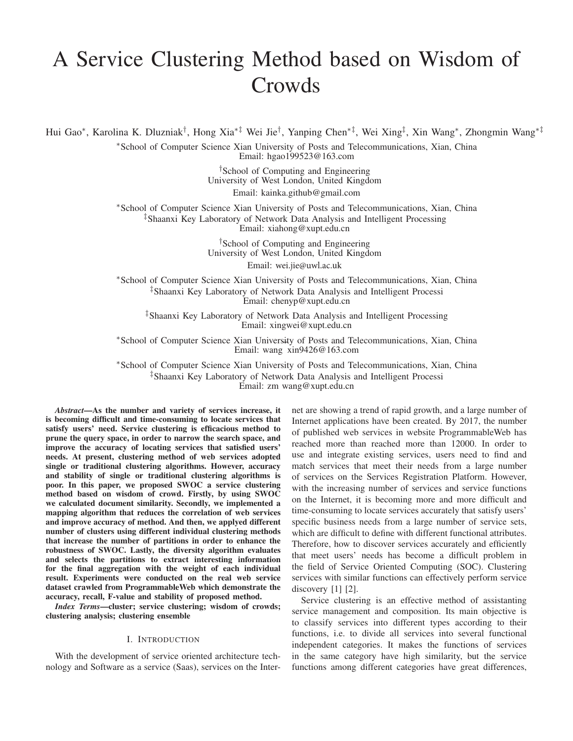# A Service Clustering Method based on Wisdom of Crowds

Hui Gao*, Karolina K. Dluzniak†, Hong Xia*‡ Wei Jie†, Yanping Chen*‡, Wei Xing‡, Xin Wang*, Zhongmin Wang*‡

*School of Computer Science Xian University of Posts and Telecommunications, Xian, China
Email: hgao199523@163.com

†School of Computing and Engineering
University of West London, United Kingdom
Email: kainka.github@gmail.com

*School of Computer Science Xian University of Posts and Telecommunications, Xian, China
‡Shaanxi Key Laboratory of Network Data Analysis and Intelligent Processing
Email: xiahong@xupt.edu.cn

†School of Computing and Engineering
University of West London, United Kingdom
Email: wei.jie@uwl.ac.uk

*School of Computer Science Xian University of Posts and Telecommunications, Xian, China
‡Shaanxi Key Laboratory of Network Data Analysis and Intelligent Processi
Email: chenyp@xupt.edu.cn

‡Shaanxi Key Laboratory of Network Data Analysis and Intelligent Processing
Email: xingwei@xupt.edu.cn

*School of Computer Science Xian University of Posts and Telecommunications, Xian, China
Email: wang xin9426@163.com

*School of Computer Science Xian University of Posts and Telecommunications, Xian, China
‡Shaanxi Key Laboratory of Network Data Analysis and Intelligent Processi
Email: zm wang@xupt.edu.cn

***Abstract*—As the number and variety of services increase, it is becoming difficult and time-consuming to locate services that satisfy users' need. Service clustering is efficacious method to prune the query space, in order to narrow the search space, and improve the accuracy of locating services that satisfied users' needs. At present, clustering method of web services adopted single or traditional clustering algorithms. However, accuracy and stability of single or traditional clustering algorithms is poor. In this paper, we proposed SWOC a service clustering method based on wisdom of crowd. Firstly, by using SWOC we calculated document similarity. Secondly, we implemented a mapping algorithm that reduces the correlation of web services and improve accuracy of method. And then, we applyed different number of clusters using different individual clustering methods that increase the number of partitions in order to enhance the robustness of SWOC. Lastly, the diversity algorithm evaluates and selects the partitions to extract interesting information for the final aggregation with the weight of each individual result. Experiments were conducted on the real web service dataset crawled from ProgrammableWeb which demonstrate the accuracy, recall, F-value and stability of proposed method.**

***Index Terms*—cluster; service clustering; wisdom of crowds; clustering analysis; clustering ensemble**

## I. Introduction

With the development of service oriented architecture technology and Software as a service (Saas), services on the Internet are showing a trend of rapid growth, and a large number of Internet applications have been created. By 2017, the number of published web services in website ProgrammableWeb has reached more than reached more than 12000. In order to use and integrate existing services, users need to find and match services that meet their needs from a large number of services on the Services Registration Platform. However, with the increasing number of services and service functions on the Internet, it is becoming more and more difficult and time-consuming to locate services accurately that satisfy users' specific business needs from a large number of service sets, which are difficult to define with different functional attributes. Therefore, how to discover services accurately and efficiently that meet users' needs has become a difficult problem in the field of Service Oriented Computing (SOC). Clustering services with similar functions can effectively perform service discovery [1] [2].

Service clustering is an effective method of assistanting service management and composition. Its main objective is to classify services into different types according to their functions, i.e. to divide all services into several functional independent categories. It makes the functions of services in the same category have high similarity, but the service functions among different categories have great differences,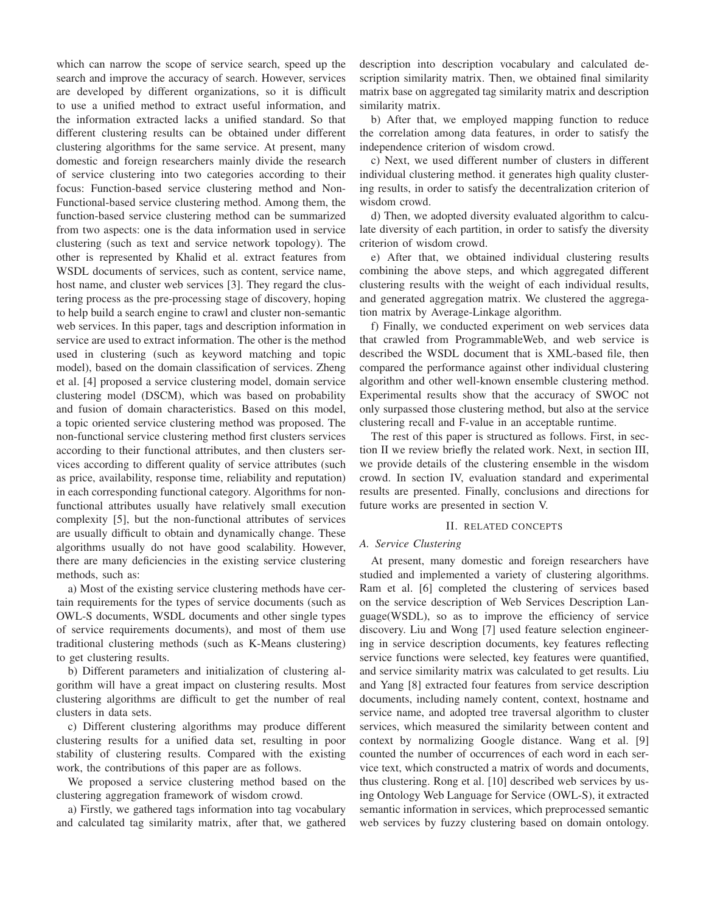which can narrow the scope of service search, speed up the search and improve the accuracy of search. However, services are developed by different organizations, so it is difficult to use a unified method to extract useful information, and the information extracted lacks a unified standard. So that different clustering results can be obtained under different clustering algorithms for the same service. At present, many domestic and foreign researchers mainly divide the research of service clustering into two categories according to their focus: Function-based service clustering method and Non-Functional-based service clustering method. Among them, the function-based service clustering method can be summarized from two aspects: one is the data information used in service clustering (such as text and service network topology). The other is represented by Khalid et al. extract features from WSDL documents of services, such as content, service name, host name, and cluster web services [3]. They regard the clustering process as the pre-processing stage of discovery, hoping to help build a search engine to crawl and cluster non-semantic web services. In this paper, tags and description information in service are used to extract information. The other is the method used in clustering (such as keyword matching and topic model), based on the domain classification of services. Zheng et al. [4] proposed a service clustering model, domain service clustering model (DSCM), which was based on probability and fusion of domain characteristics. Based on this model, a topic oriented service clustering method was proposed. The non-functional service clustering method first clusters services according to their functional attributes, and then clusters services according to different quality of service attributes (such as price, availability, response time, reliability and reputation) in each corresponding functional category. Algorithms for non-functional attributes usually have relatively small execution complexity [5], but the non-functional attributes of services are usually difficult to obtain and dynamically change. These algorithms usually do not have good scalability. However, there are many deficiencies in the existing service clustering methods, such as:

a) Most of the existing service clustering methods have certain requirements for the types of service documents (such as OWL-S documents, WSDL documents and other single types of service requirements documents), and most of them use traditional clustering methods (such as K-Means clustering) to get clustering results.

b) Different parameters and initialization of clustering algorithm will have a great impact on clustering results. Most clustering algorithms are difficult to get the number of real clusters in data sets.

c) Different clustering algorithms may produce different clustering results for a unified data set, resulting in poor stability of clustering results. Compared with the existing work, the contributions of this paper are as follows.

We proposed a service clustering method based on the clustering aggregation framework of wisdom crowd.

a) Firstly, we gathered tags information into tag vocabulary and calculated tag similarity matrix, after that, we gathered description into description vocabulary and calculated description similarity matrix. Then, we obtained final similarity matrix base on aggregated tag similarity matrix and description similarity matrix.

b) After that, we employed mapping function to reduce the correlation among data features, in order to satisfy the independence criterion of wisdom crowd.

c) Next, we used different number of clusters in different individual clustering method. it generates high quality clustering results, in order to satisfy the decentralization criterion of wisdom crowd.

d) Then, we adopted diversity evaluated algorithm to calculate diversity of each partition, in order to satisfy the diversity criterion of wisdom crowd.

e) After that, we obtained individual clustering results combining the above steps, and which aggregated different clustering results with the weight of each individual results, and generated aggregation matrix. We clustered the aggregation matrix by Average-Linkage algorithm.

f) Finally, we conducted experiment on web services data that crawled from ProgrammableWeb, and web service is described the WSDL document that is XML-based file, then compared the performance against other individual clustering algorithm and other well-known ensemble clustering method. Experimental results show that the accuracy of SWOC not only surpassed those clustering method, but also at the service clustering recall and F-value in an acceptable runtime.

The rest of this paper is structured as follows. First, in section II we review briefly the related work. Next, in section III, we provide details of the clustering ensemble in the wisdom crowd. In section IV, evaluation standard and experimental results are presented. Finally, conclusions and directions for future works are presented in section V.

## II. Related Concepts

### A. Service Clustering

At present, many domestic and foreign researchers have studied and implemented a variety of clustering algorithms. Ram et al. [6] completed the clustering of services based on the service description of Web Services Description Language(WSDL), so as to improve the efficiency of service discovery. Liu and Wong [7] used feature selection engineering in service description documents, key features reflecting service functions were selected, key features were quantified, and service similarity matrix was calculated to get results. Liu and Yang [8] extracted four features from service description documents, including namely content, context, hostname and service name, and adopted tree traversal algorithm to cluster services, which measured the similarity between content and context by normalizing Google distance. Wang et al. [9] counted the number of occurrences of each word in each service text, which constructed a matrix of words and documents, thus clustering. Rong et al. [10] described web services by using Ontology Web Language for Service (OWL-S), it extracted semantic information in services, which preprocessed semantic web services by fuzzy clustering based on domain ontology.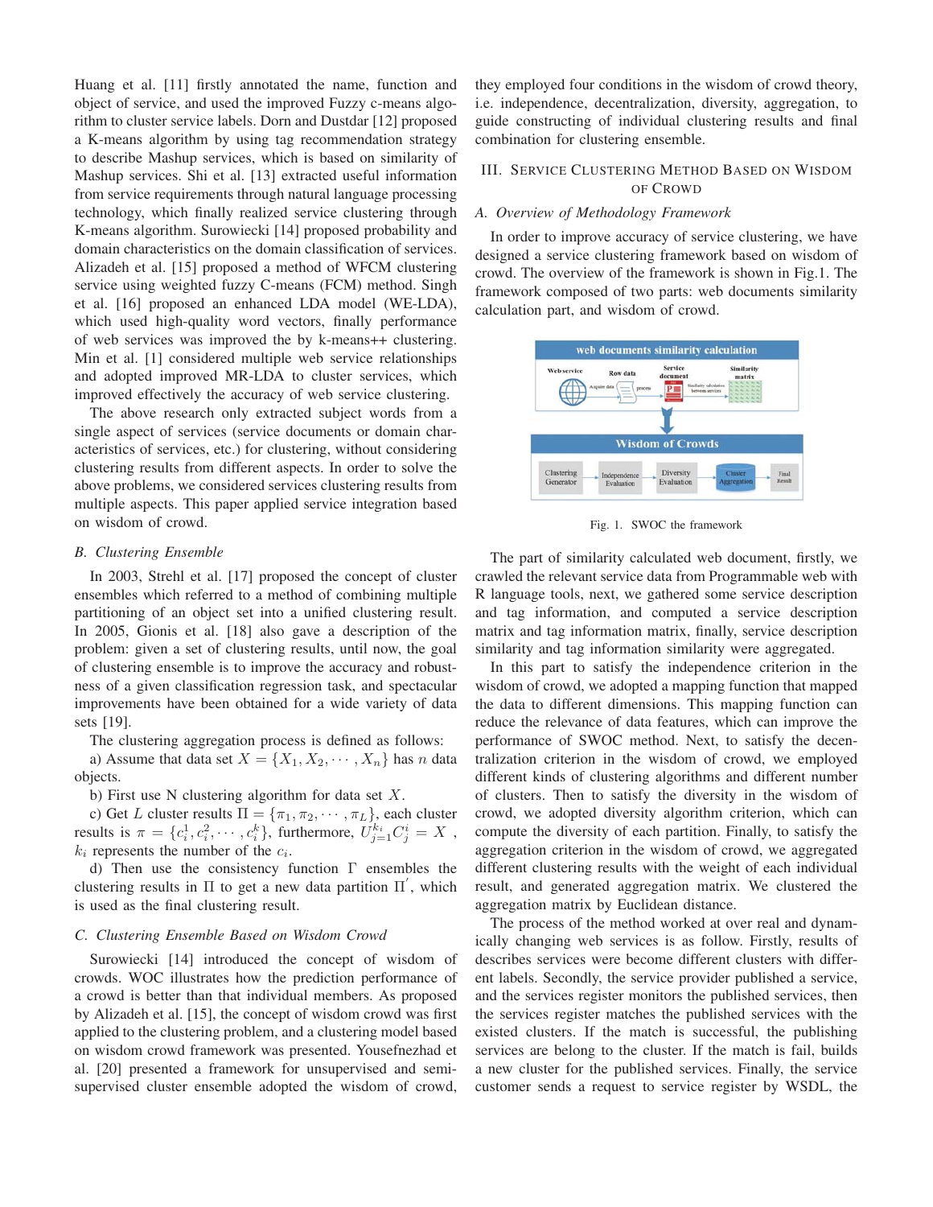Huang et al. [11] firstly annotated the name, function and object of service, and used the improved Fuzzy c-means algorithm to cluster service labels. Dorn and Dustdar [12] proposed a K-means algorithm by using tag recommendation strategy to describe Mashup services, which is based on similarity of Mashup services. Shi et al. [13] extracted useful information from service requirements through natural language processing technology, which finally realized service clustering through K-means algorithm. Surowiecki [14] proposed probability and domain characteristics on the domain classification of services. Alizadeh et al. [15] proposed a method of WFCM clustering service using weighted fuzzy C-means (FCM) method. Singh et al. [16] proposed an enhanced LDA model (WE-LDA), which used high-quality word vectors, finally performance of web services was improved the by k-means++ clustering. Min et al. [1] considered multiple web service relationships and adopted improved MR-LDA to cluster services, which improved effectively the accuracy of web service clustering.

The above research only extracted subject words from a single aspect of services (service documents or domain characteristics of services, etc.) for clustering, without considering clustering results from different aspects. In order to solve the above problems, we considered services clustering results from multiple aspects. This paper applied service integration based on wisdom of crowd.

### B. Clustering Ensemble

In 2003, Strehl et al. [17] proposed the concept of cluster ensembles which referred to a method of combining multiple partitioning of an object set into a unified clustering result. In 2005, Gionis et al. [18] also gave a description of the problem: given a set of clustering results, until now, the goal of clustering ensemble is to improve the accuracy and robustness of a given classification regression task, and spectacular improvements have been obtained for a wide variety of data sets [19].

The clustering aggregation process is defined as follows:

a) Assume that data set $X = \{X_1, X_2, \cdots, X_n\}$ has $n$ data objects.

b) First use N clustering algorithm for data set $X$.

c) Get $L$ cluster results $\Pi = \{\pi_1, \pi_2, \cdots, \pi_L\}$, each cluster results is $\pi = \{c_i^1, c_i^2, \cdots, c_i^k\}$, furthermore, $U_{j=1}^{k_i} C_j^i = X$ , $k_i$ represents the number of the $c_i$.

d) Then use the consistency function $\Gamma$ ensembles the clustering results in $\Pi$ to get a new data partition $\Pi^{'}$, which is used as the final clustering result.

### C. Clustering Ensemble Based on Wisdom Crowd

Surowiecki [14] introduced the concept of wisdom of crowds. WOC illustrates how the prediction performance of a crowd is better than that individual members. As proposed by Alizadeh et al. [15], the concept of wisdom crowd was first applied to the clustering problem, and a clustering model based on wisdom crowd framework was presented. Yousefnezhad et al. [20] presented a framework for unsupervised and semi-supervised cluster ensemble adopted the wisdom of crowd, they employed four conditions in the wisdom of crowd theory, i.e. independence, decentralization, diversity, aggregation, to guide constructing of individual clustering results and final combination for clustering ensemble.

## III. Service Clustering Method Based on Wisdom of Crowd

### A. Overview of Methodology Framework

In order to improve accuracy of service clustering, we have designed a service clustering framework based on wisdom of crowd. The overview of the framework is shown in Fig.1. The framework composed of two parts: web documents similarity calculation part, and wisdom of crowd.

Fig. 1. SWOC the framework

The part of similarity calculated web document, firstly, we crawled the relevant service data from Programmable web with R language tools, next, we gathered some service description and tag information, and computed a service description matrix and tag information matrix, finally, service description similarity and tag information similarity were aggregated.

In this part to satisfy the independence criterion in the wisdom of crowd, we adopted a mapping function that mapped the data to different dimensions. This mapping function can reduce the relevance of data features, which can improve the performance of SWOC method. Next, to satisfy the decentralization criterion in the wisdom of crowd, we employed different kinds of clustering algorithms and different number of clusters. Then to satisfy the diversity in the wisdom of crowd, we adopted diversity algorithm criterion, which can compute the diversity of each partition. Finally, to satisfy the aggregation criterion in the wisdom of crowd, we aggregated different clustering results with the weight of each individual result, and generated aggregation matrix. We clustered the aggregation matrix by Euclidean distance.

The process of the method worked at over real and dynamically changing web services is as follow. Firstly, results of describes services were become different clusters with different labels. Secondly, the service provider published a service, and the services register monitors the published services, then the services register matches the published services with the existed clusters. If the match is successful, the publishing services are belong to the cluster. If the match is fail, builds a new cluster for the published services. Finally, the service customer sends a request to service register by WSDL, the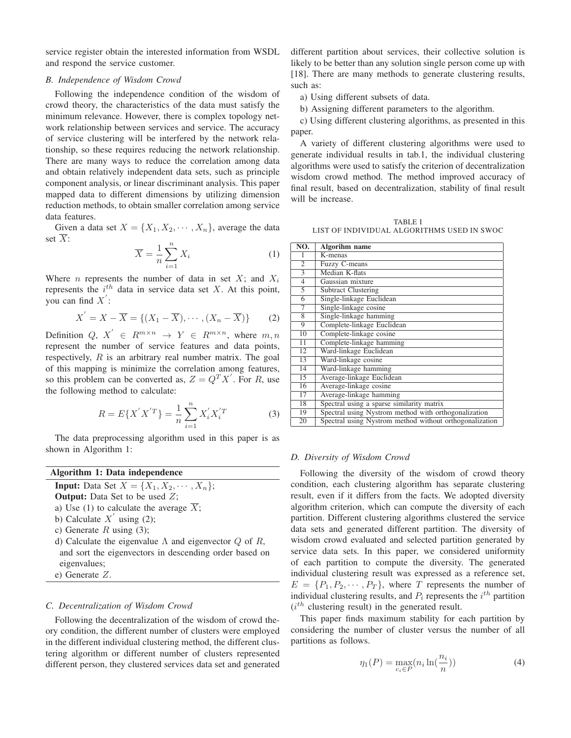service register obtain the interested information from WSDL and respond the service customer.

### *B. Independence of Wisdom Crowd*

Following the independence condition of the wisdom of crowd theory, the characteristics of the data must satisfy the minimum relevance. However, there is complex topology network relationship between services and service. The accuracy of service clustering will be interfered by the network relationship, so these requires reducing the network relationship. There are many ways to reduce the correlation among data and obtain relatively independent data sets, such as principle component analysis, or linear discriminant analysis. This paper mapped data to different dimensions by utilizing dimension reduction methods, to obtain smaller correlation among service data features.

Given a data set $X = \{X_1, X_2, \cdots, X_n\}$, average the data set $\overline{X}$:

$$\overline{X} = \frac{1}{n}\sum_{i=1}^{n} X_i \tag{1}$$

Where $n$ represents the number of data in set $X$; and $X_i$ represents the $i^{th}$ data in service data set $X$. At this point, you can find $X^{'}$:

$$X^{'} = X - \overline{X} = \{(X_1 - \overline{X}), \cdots, (X_n - \overline{X})\} \tag{2}$$

Definition $Q$, $X^{'} \in R^{m\times n} \rightarrow Y \in R^{m\times n}$, where $m, n$ represent the number of service features and data points, respectively, $R$ is an arbitrary real number matrix. The goal of this mapping is minimize the correlation among features, so this problem can be converted as, $Z = Q^T X^{'}$. For $R$, use the following method to calculate:

$$R = E\{X^{'}X^{'T}\} = \frac{1}{n}\sum_{i=1}^{n} X_i^{'}X_i^{'T} \tag{3}$$

The data preprocessing algorithm used in this paper is as shown in Algorithm 1:

**Algorithm 1: Data independence**

**Input:** Data Set $X = \{X_1, X_2, \cdots, X_n\}$;
**Output:** Data Set to be used $Z$;
a) Use (1) to calculate the average $\overline{X}$;
b) Calculate $X^{'}$ using (2);
c) Generate $R$ using (3);
d) Calculate the eigenvalue $\Lambda$ and eigenvector $Q$ of $R$, and sort the eigenvectors in descending order based on eigenvalues;
e) Generate $Z$.

### *C. Decentralization of Wisdom Crowd*

Following the decentralization of the wisdom of crowd theory condition, the different number of clusters were employed in the different individual clustering method, the different clustering algorithm or different number of clusters represented different person, they clustered services data set and generated different partition about services, their collective solution is likely to be better than any solution single person come up with [18]. There are many methods to generate clustering results, such as:

a) Using different subsets of data.

b) Assigning different parameters to the algorithm.

c) Using different clustering algorithms, as presented in this paper.

A variety of different clustering algorithms were used to generate individual results in tab.1, the individual clustering algorithms were used to satisfy the criterion of decentralization wisdom crowd method. The method improved accuracy of final result, based on decentralization, stability of final result will be increase.

TABLE I
LIST OF INDIVIDUAL ALGORITHMS USED IN SWOC

| NO. | Algorihm name |
|---|---|
| 1 | K-menas |
| 2 | Fuzzy C-means |
| 3 | Median K-flats |
| 4 | Gaussian mixture |
| 5 | Subtract Clustering |
| 6 | Single-linkage Euclidean |
| 7 | Single-linkage cosine |
| 8 | Single-linkage hamming |
| 9 | Complete-linkage Euclidean |
| 10 | Complete-linkage cosine |
| 11 | Complete-linkage hamming |
| 12 | Ward-linkage Euclidean |
| 13 | Ward-linkage cosine |
| 14 | Ward-linkage hamming |
| 15 | Average-linkage Euclidean |
| 16 | Average-linkage cosine |
| 17 | Average-linkage hamming |
| 18 | Spectral using a sparse similarity matrix |
| 19 | Spectral using Nystrom method with orthogonalization |
| 20 | Spectral using Nystrom method without orthogonalization |

### *D. Diversity of Wisdom Crowd*

Following the diversity of the wisdom of crowd theory condition, each clustering algorithm has separate clustering result, even if it differs from the facts. We adopted diversity algorithm criterion, which can compute the diversity of each partition. Different clustering algorithms clustered the service data sets and generated different partition. The diversity of wisdom crowd evaluated and selected partition generated by service data sets. In this paper, we considered uniformity of each partition to compute the diversity. The generated individual clustering result was expressed as a reference set, $E = \{P_1, P_2, \cdots, P_T\}$, where $T$ represents the number of individual clustering results, and $P_i$ represents the $i^{th}$ partition ($i^{th}$ clustering result) in the generated result.

This paper finds maximum stability for each partition by considering the number of cluster versus the number of all partitions as follows.

$$\eta_1(P) = \max_{c_i \in P}(n_i \ln(\frac{n_i}{n})) \tag{4}$$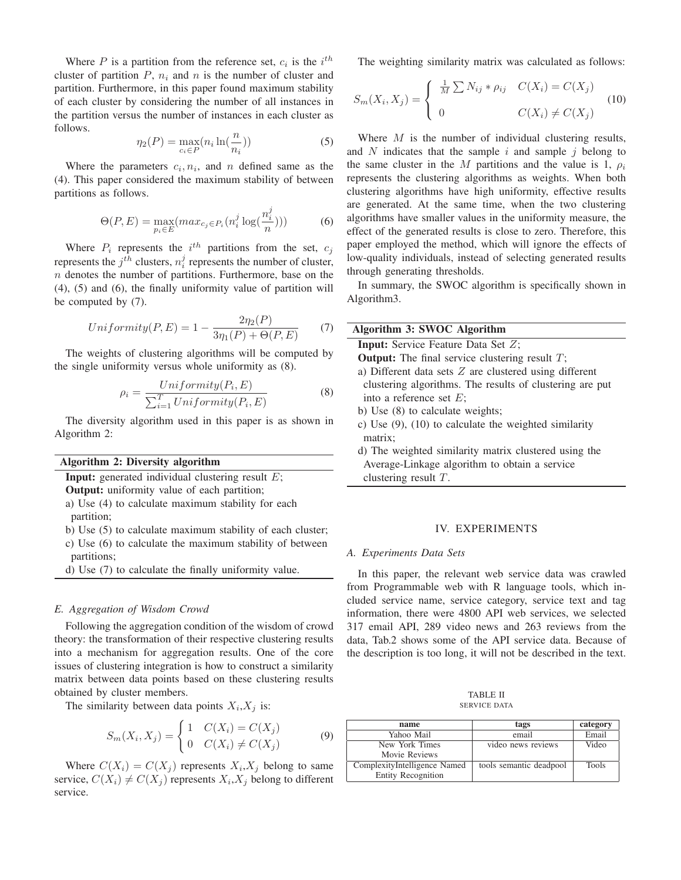Where $P$ is a partition from the reference set, $c_i$ is the $i^{th}$ cluster of partition $P$, $n_i$ and $n$ is the number of cluster and partition. Furthermore, in this paper found maximum stability of each cluster by considering the number of all instances in the partition versus the number of instances in each cluster as follows.

$$\eta_2(P) = \max_{c_i \in P}(n_i \ln(\frac{n}{n_i})) \tag{5}$$

Where the parameters $c_i, n_i$, and $n$ defined same as the (4). This paper considered the maximum stability of between partitions as follows.

$$\Theta(P, E) = \max_{p_i \in E}(max_{c_j \in P_i}(n_i^j \log(\frac{n_i^j}{n}))) \tag{6}$$

Where $P_i$ represents the $i^{th}$ partitions from the set, $c_j$ represents the $j^{th}$ clusters, $n_i^j$ represents the number of cluster, $n$ denotes the number of partitions. Furthermore, base on the (4), (5) and (6), the finally uniformity value of partition will be computed by (7).

$$Uniformity(P, E) = 1 - \frac{2\eta_2(P)}{3\eta_1(P) + \Theta(P, E)} \tag{7}$$

The weights of clustering algorithms will be computed by the single uniformity versus whole uniformity as (8).

$$\rho_i = \frac{Uniformity(P_i, E)}{\sum_{i=1}^{T} Uniformity(P_i, E)} \tag{8}$$

The diversity algorithm used in this paper is as shown in Algorithm 2:

**Algorithm 2: Diversity algorithm**

**Input:** generated individual clustering result $E$;
**Output:** uniformity value of each partition;

a) Use (4) to calculate maximum stability for each partition;
b) Use (5) to calculate maximum stability of each cluster;
c) Use (6) to calculate the maximum stability of between partitions;
d) Use (7) to calculate the finally uniformity value.

### *E. Aggregation of Wisdom Crowd*

Following the aggregation condition of the wisdom of crowd theory: the transformation of their respective clustering results into a mechanism for aggregation results. One of the core issues of clustering integration is how to construct a similarity matrix between data points based on these clustering results obtained by cluster members.

The similarity between data points $X_i$,$X_j$ is:

$$S_m(X_i, X_j) = \begin{cases} 1 & C(X_i) = C(X_j) \\ 0 & C(X_i) \neq C(X_j) \end{cases} \tag{9}$$

Where $C(X_i) = C(X_j)$ represents $X_i$,$X_j$ belong to same service, $C(X_i) \neq C(X_j)$ represents $X_i$,$X_j$ belong to different service.

The weighting similarity matrix was calculated as follows:

$$S_m(X_i, X_j) = \begin{cases} \frac{1}{M}\sum N_{ij} * \rho_{ij} & C(X_i) = C(X_j) \\ 0 & C(X_i) \neq C(X_j) \end{cases} \tag{10}$$

Where $M$ is the number of individual clustering results, and $N$ indicates that the sample $i$ and sample $j$ belong to the same cluster in the $M$ partitions and the value is 1, $\rho_i$ represents the clustering algorithms as weights. When both clustering algorithms have high uniformity, effective results are generated. At the same time, when the two clustering algorithms have smaller values in the uniformity measure, the effect of the generated results is close to zero. Therefore, this paper employed the method, which will ignore the effects of low-quality individuals, instead of selecting generated results through generating thresholds.

In summary, the SWOC algorithm is specifically shown in Algorithm3.

**Algorithm 3: SWOC Algorithm**

**Input:** Service Feature Data Set $Z$;
**Output:** The final service clustering result $T$;

a) Different data sets $Z$ are clustered using different clustering algorithms. The results of clustering are put into a reference set $E$;
b) Use (8) to calculate weights;
c) Use (9), (10) to calculate the weighted similarity matrix;
d) The weighted similarity matrix clustered using the Average-Linkage algorithm to obtain a service clustering result $T$.

## IV. EXPERIMENTS

### *A. Experiments Data Sets*

In this paper, the relevant web service data was crawled from Programmable web with R language tools, which included service name, service category, service text and tag information, there were 4800 API web services, we selected 317 email API, 289 video news and 263 reviews from the data, Tab.2 shows some of the API service data. Because of the description is too long, it will not be described in the text.

TABLE II
SERVICE DATA

| name | tags | category |
|---|---|---|
| Yahoo Mail | email | Email |
| New York Times Movie Reviews | video news reviews | Video |
| ComplexityIntelligence Named Entity Recognition | tools semantic deadpool | Tools |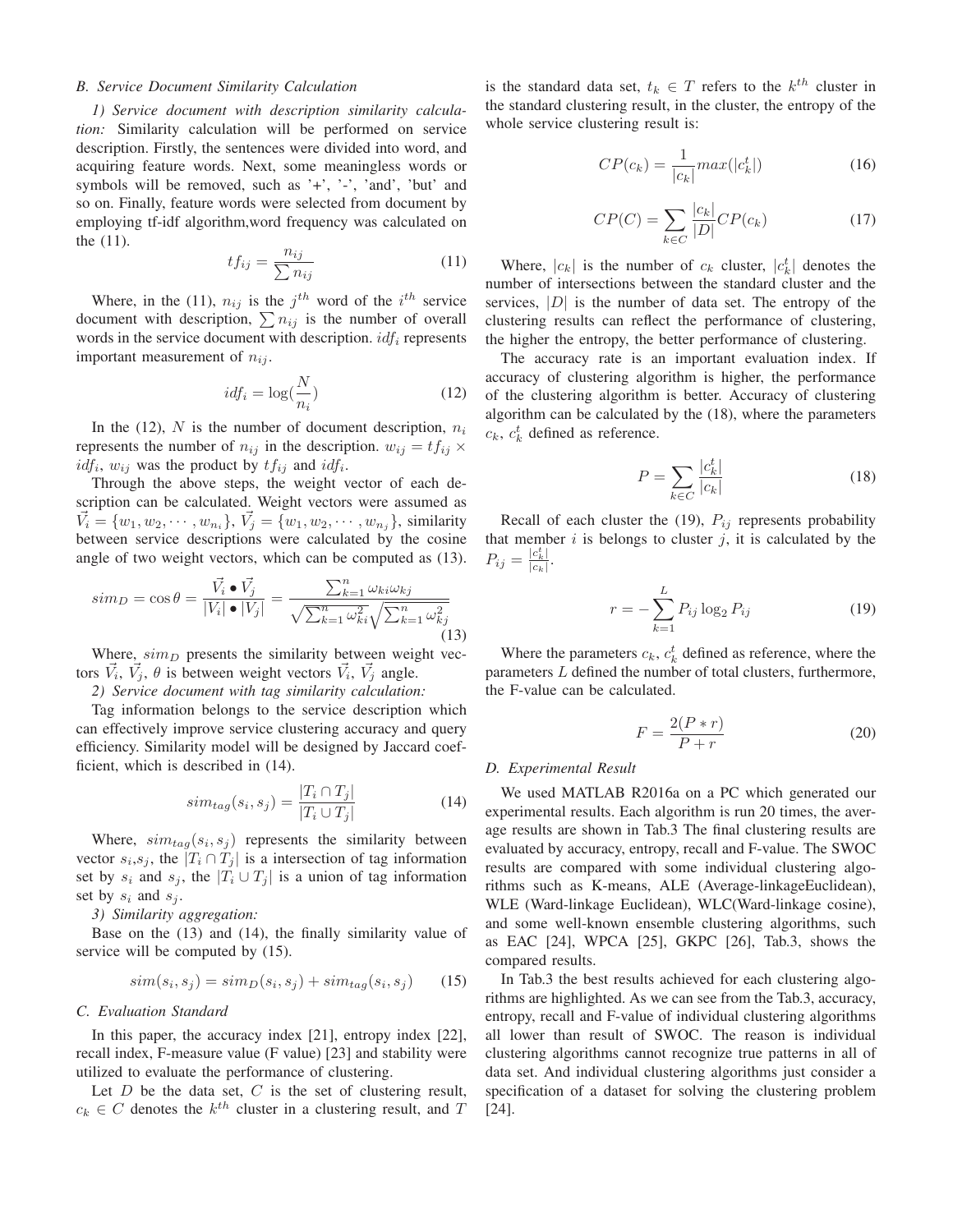### B. Service Document Similarity Calculation

*1) Service document with description similarity calculation:* Similarity calculation will be performed on service description. Firstly, the sentences were divided into word, and acquiring feature words. Next, some meaningless words or symbols will be removed, such as '+', '-', 'and', 'but' and so on. Finally, feature words were selected from document by employing tf-idf algorithm,word frequency was calculated on the (11).

$$tf_{ij} = \frac{n_{ij}}{\sum n_{ij}} \tag{11}$$

Where, in the (11), $n_{ij}$ is the $j^{th}$ word of the $i^{th}$ service document with description, $\sum n_{ij}$ is the number of overall words in the service document with description. $idf_i$ represents important measurement of $n_{ij}$.

$$idf_i = \log(\frac{N}{n_i}) \tag{12}$$

In the (12), $N$ is the number of document description, $n_i$ represents the number of $n_{ij}$ in the description. $w_{ij} = tf_{ij} \times idf_i$, $w_{ij}$ was the product by $tf_{ij}$ and $idf_i$.

Through the above steps, the weight vector of each description can be calculated. Weight vectors were assumed as $\vec{V_i} = \{w_1, w_2, \cdots, w_{n_i}\}$, $\vec{V_j} = \{w_1, w_2, \cdots, w_{n_j}\}$, similarity between service descriptions were calculated by the cosine angle of two weight vectors, which can be computed as (13).

$$sim_D = \cos\theta = \frac{\vec{V_i} \bullet \vec{V_j}}{|V_i| \bullet |V_j|} = \frac{\sum_{k=1}^{n} \omega_{ki}\omega_{kj}}{\sqrt{\sum_{k=1}^{n} \omega_{ki}^2}\sqrt{\sum_{k=1}^{n} \omega_{kj}^2}} \tag{13}$$

Where, $sim_D$ presents the similarity between weight vectors $\vec{V_i}$, $\vec{V_j}$, $\theta$ is between weight vectors $\vec{V_i}$, $\vec{V_j}$ angle.

*2) Service document with tag similarity calculation:*

Tag information belongs to the service description which can effectively improve service clustering accuracy and query efficiency. Similarity model will be designed by Jaccard coefficient, which is described in (14).

$$sim_{tag}(s_i, s_j) = \frac{|T_i \cap T_j|}{|T_i \cup T_j|} \tag{14}$$

Where, $sim_{tag}(s_i, s_j)$ represents the similarity between vector $s_i$,$s_j$, the $|T_i \cap T_j|$ is a intersection of tag information set by $s_i$ and $s_j$, the $|T_i \cup T_j|$ is a union of tag information set by $s_i$ and $s_j$.

*3) Similarity aggregation:*

Base on the (13) and (14), the finally similarity value of service will be computed by (15).

$$sim(s_i, s_j) = sim_D(s_i, s_j) + sim_{tag}(s_i, s_j) \tag{15}$$

### C. Evaluation Standard

In this paper, the accuracy index [21], entropy index [22], recall index, F-measure value (F value) [23] and stability were utilized to evaluate the performance of clustering.

Let $D$ be the data set, $C$ is the set of clustering result, $c_k \in C$ denotes the $k^{th}$ cluster in a clustering result, and $T$ is the standard data set, $t_k \in T$ refers to the $k^{th}$ cluster in the standard clustering result, in the cluster, the entropy of the whole service clustering result is:

$$CP(c_k) = \frac{1}{|c_k|} max(|c_k^t|) \tag{16}$$

$$CP(C) = \sum_{k \in C} \frac{|c_k|}{|D|} CP(c_k) \tag{17}$$

Where, $|c_k|$ is the number of $c_k$ cluster, $|c_k^t|$ denotes the number of intersections between the standard cluster and the services, $|D|$ is the number of data set. The entropy of the clustering results can reflect the performance of clustering, the higher the entropy, the better performance of clustering.

The accuracy rate is an important evaluation index. If accuracy of clustering algorithm is higher, the performance of the clustering algorithm is better. Accuracy of clustering algorithm can be calculated by the (18), where the parameters $c_k$, $c_k^t$ defined as reference.

$$P = \sum_{k \in C} \frac{|c_k^t|}{|c_k|} \tag{18}$$

Recall of each cluster the (19), $P_{ij}$ represents probability that member $i$ is belongs to cluster $j$, it is calculated by the $P_{ij} = \frac{|c_k^t|}{|c_k|}$.

$$r = -\sum_{k=1}^{L} P_{ij} \log_2 P_{ij} \tag{19}$$

Where the parameters $c_k$, $c_k^t$ defined as reference, where the parameters $L$ defined the number of total clusters, furthermore, the F-value can be calculated.

$$F = \frac{2(P * r)}{P + r} \tag{20}$$

### D. Experimental Result

We used MATLAB R2016a on a PC which generated our experimental results. Each algorithm is run 20 times, the average results are shown in Tab.3 The final clustering results are evaluated by accuracy, entropy, recall and F-value. The SWOC results are compared with some individual clustering algorithms such as K-means, ALE (Average-linkageEuclidean), WLE (Ward-linkage Euclidean), WLC(Ward-linkage cosine), and some well-known ensemble clustering algorithms, such as EAC [24], WPCA [25], GKPC [26], Tab.3, shows the compared results.

In Tab.3 the best results achieved for each clustering algorithms are highlighted. As we can see from the Tab.3, accuracy, entropy, recall and F-value of individual clustering algorithms all lower than result of SWOC. The reason is individual clustering algorithms cannot recognize true patterns in all of data set. And individual clustering algorithms just consider a specification of a dataset for solving the clustering problem [24].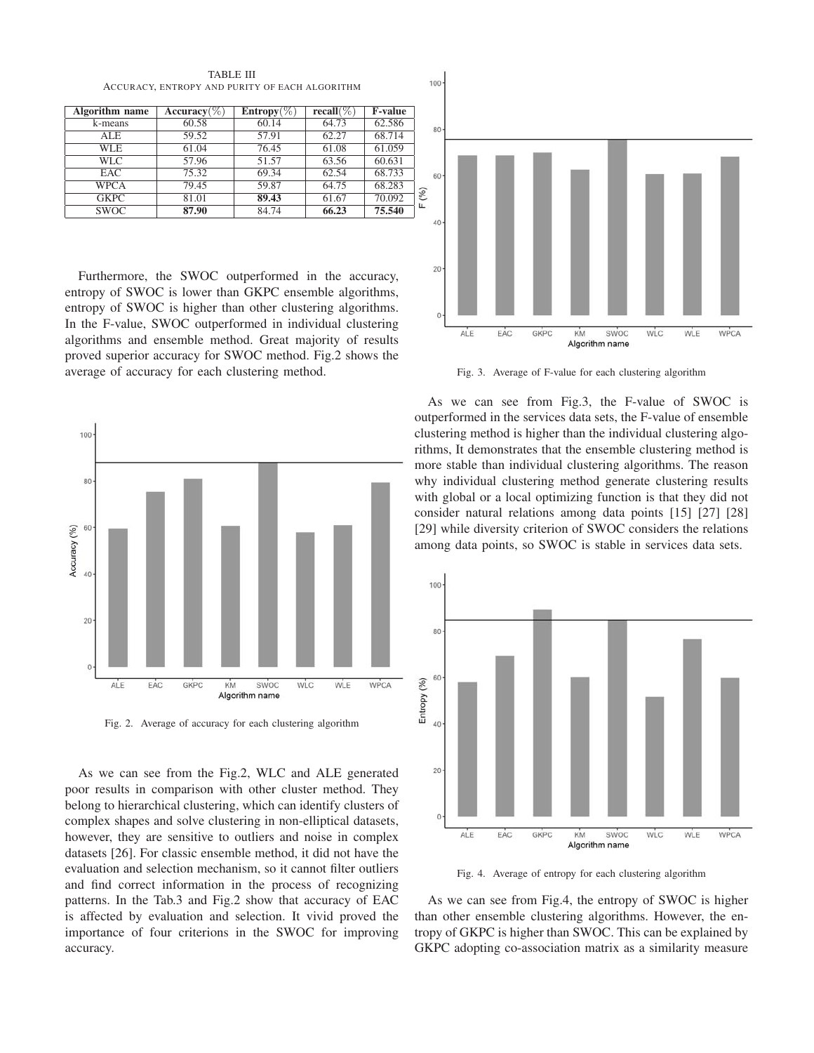TABLE III
ACCURACY, ENTROPY AND PURITY OF EACH ALGORITHM

| Algorithm name | Accuracy(%) | Entropy(%) | recall(%) | F-value |
|---|---|---|---|---|
| k-means | 60.58 | 60.14 | 64.73 | 62.586 |
| ALE | 59.52 | 57.91 | 62.27 | 68.714 |
| WLE | 61.04 | 76.45 | 61.08 | 61.059 |
| WLC | 57.96 | 51.57 | 63.56 | 60.631 |
| EAC | 75.32 | 69.34 | 62.54 | 68.733 |
| WPCA | 79.45 | 59.87 | 64.75 | 68.283 |
| GKPC | 81.01 | **89.43** | 61.67 | 70.092 |
| SWOC | **87.90** | 84.74 | **66.23** | **75.540** |

Furthermore, the SWOC outperformed in the accuracy, entropy of SWOC is lower than GKPC ensemble algorithms, entropy of SWOC is higher than other clustering algorithms. In the F-value, SWOC outperformed in individual clustering algorithms and ensemble method. Great majority of results proved superior accuracy for SWOC method. Fig.2 shows the average of accuracy for each clustering method.

Fig. 2. Average of accuracy for each clustering algorithm

As we can see from the Fig.2, WLC and ALE generated poor results in comparison with other cluster method. They belong to hierarchical clustering, which can identify clusters of complex shapes and solve clustering in non-elliptical datasets, however, they are sensitive to outliers and noise in complex datasets [26]. For classic ensemble method, it did not have the evaluation and selection mechanism, so it cannot filter outliers and find correct information in the process of recognizing patterns. In the Tab.3 and Fig.2 show that accuracy of EAC is affected by evaluation and selection. It vivid proved the importance of four criterions in the SWOC for improving accuracy.

Fig. 3. Average of F-value for each clustering algorithm

As we can see from Fig.3, the F-value of SWOC is outperformed in the services data sets, the F-value of ensemble clustering method is higher than the individual clustering algorithms, It demonstrates that the ensemble clustering method is more stable than individual clustering algorithms. The reason why individual clustering method generate clustering results with global or a local optimizing function is that they did not consider natural relations among data points [15] [27] [28] [29] while diversity criterion of SWOC considers the relations among data points, so SWOC is stable in services data sets.

Fig. 4. Average of entropy for each clustering algorithm

As we can see from Fig.4, the entropy of SWOC is higher than other ensemble clustering algorithms. However, the entropy of GKPC is higher than SWOC. This can be explained by GKPC adopting co-association matrix as a similarity measure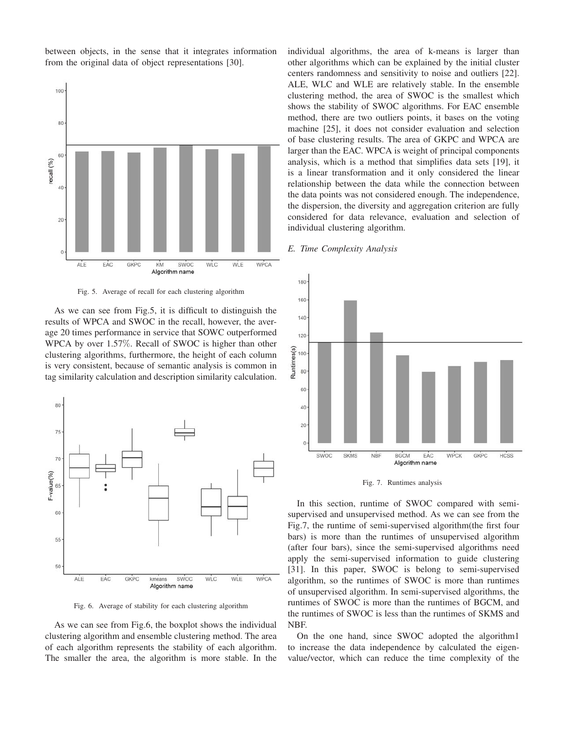between objects, in the sense that it integrates information from the original data of object representations [30].

Fig. 5. Average of recall for each clustering algorithm

As we can see from Fig.5, it is difficult to distinguish the results of WPCA and SWOC in the recall, however, the average 20 times performance in service that SOWC outperformed WPCA by over 1.57%. Recall of SWOC is higher than other clustering algorithms, furthermore, the height of each column is very consistent, because of semantic analysis is common in tag similarity calculation and description similarity calculation.

Fig. 6. Average of stability for each clustering algorithm

As we can see from Fig.6, the boxplot shows the individual clustering algorithm and ensemble clustering method. The area of each algorithm represents the stability of each algorithm. The smaller the area, the algorithm is more stable. In the individual algorithms, the area of k-means is larger than other algorithms which can be explained by the initial cluster centers randomness and sensitivity to noise and outliers [22]. ALE, WLC and WLE are relatively stable. In the ensemble clustering method, the area of SWOC is the smallest which shows the stability of SWOC algorithms. For EAC ensemble method, there are two outliers points, it bases on the voting machine [25], it does not consider evaluation and selection of base clustering results. The area of GKPC and WPCA are larger than the EAC. WPCA is weight of principal components analysis, which is a method that simplifies data sets [19], it is a linear transformation and it only considered the linear relationship between the data while the connection between the data points was not considered enough. The independence, the dispersion, the diversity and aggregation criterion are fully considered for data relevance, evaluation and selection of individual clustering algorithm.

### E. Time Complexity Analysis

Fig. 7. Runtimes analysis

In this section, runtime of SWOC compared with semi-supervised and unsupervised method. As we can see from the Fig.7, the runtime of semi-supervised algorithm(the first four bars) is more than the runtimes of unsupervised algorithm (after four bars), since the semi-supervised algorithms need apply the semi-supervised information to guide clustering [31]. In this paper, SWOC is belong to semi-supervised algorithm, so the runtimes of SWOC is more than runtimes of unsupervised algorithm. In semi-supervised algorithms, the runtimes of SWOC is more than the runtimes of BGCM, and the runtimes of SWOC is less than the runtimes of SKMS and NBF.

On the one hand, since SWOC adopted the algorithm1 to increase the data independence by calculated the eigenvalue/vector, which can reduce the time complexity of the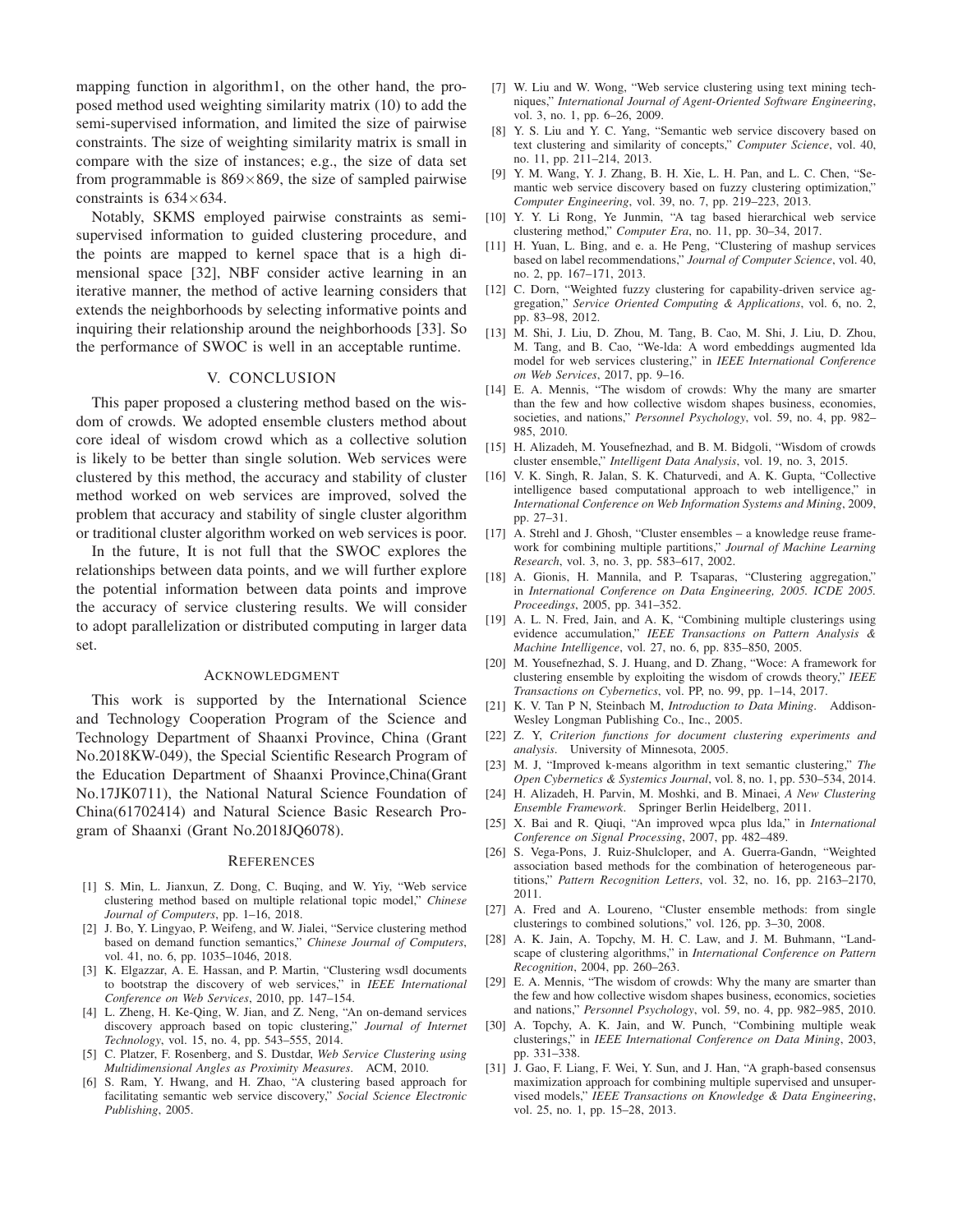mapping function in algorithm1, on the other hand, the proposed method used weighting similarity matrix (10) to add the semi-supervised information, and limited the size of pairwise constraints. The size of weighting similarity matrix is small in compare with the size of instances; e.g., the size of data set from programmable is $869 \times 869$, the size of sampled pairwise constraints is $634 \times 634$.

Notably, SKMS employed pairwise constraints as semi-supervised information to guided clustering procedure, and the points are mapped to kernel space that is a high dimensional space [32], NBF consider active learning in an iterative manner, the method of active learning considers that extends the neighborhoods by selecting informative points and inquiring their relationship around the neighborhoods [33]. So the performance of SWOC is well in an acceptable runtime.

## V. CONCLUSION

This paper proposed a clustering method based on the wisdom of crowds. We adopted ensemble clusters method about core ideal of wisdom crowd which as a collective solution is likely to be better than single solution. Web services were clustered by this method, the accuracy and stability of cluster method worked on web services are improved, solved the problem that accuracy and stability of single cluster algorithm or traditional cluster algorithm worked on web services is poor.

In the future, It is not full that the SWOC explores the relationships between data points, and we will further explore the potential information between data points and improve the accuracy of service clustering results. We will consider to adopt parallelization or distributed computing in larger data set.

## ACKNOWLEDGMENT

This work is supported by the International Science and Technology Cooperation Program of the Science and Technology Department of Shaanxi Province, China (Grant No.2018KW-049), the Special Scientific Research Program of the Education Department of Shaanxi Province,China(Grant No.17JK0711), the National Natural Science Foundation of China(61702414) and Natural Science Basic Research Program of Shaanxi (Grant No.2018JQ6078).

## REFERENCES

[1] S. Min, L. Jianxun, Z. Dong, C. Buqing, and W. Yiy, "Web service clustering method based on multiple relational topic model," *Chinese Journal of Computers*, pp. 1–16, 2018.

[2] J. Bo, Y. Lingyao, P. Weifeng, and W. Jialei, "Service clustering method based on demand function semantics," *Chinese Journal of Computers*, vol. 41, no. 6, pp. 1035–1046, 2018.

[3] K. Elgazzar, A. E. Hassan, and P. Martin, "Clustering wsdl documents to bootstrap the discovery of web services," in *IEEE International Conference on Web Services*, 2010, pp. 147–154.

[4] L. Zheng, H. Ke-Qing, W. Jian, and Z. Neng, "An on-demand services discovery approach based on topic clustering," *Journal of Internet Technology*, vol. 15, no. 4, pp. 543–555, 2014.

[5] C. Platzer, F. Rosenberg, and S. Dustdar, *Web Service Clustering using Multidimensional Angles as Proximity Measures*. ACM, 2010.

[6] S. Ram, Y. Hwang, and H. Zhao, "A clustering based approach for facilitating semantic web service discovery," *Social Science Electronic Publishing*, 2005.

[7] W. Liu and W. Wong, "Web service clustering using text mining techniques," *International Journal of Agent-Oriented Software Engineering*, vol. 3, no. 1, pp. 6–26, 2009.

[8] Y. S. Liu and Y. C. Yang, "Semantic web service discovery based on text clustering and similarity of concepts," *Computer Science*, vol. 40, no. 11, pp. 211–214, 2013.

[9] Y. M. Wang, Y. J. Zhang, B. H. Xie, L. H. Pan, and L. C. Chen, "Semantic web service discovery based on fuzzy clustering optimization," *Computer Engineering*, vol. 39, no. 7, pp. 219–223, 2013.

[10] Y. Y. Li Rong, Ye Junmin, "A tag based hierarchical web service clustering method," *Computer Era*, no. 11, pp. 30–34, 2017.

[11] H. Yuan, L. Bing, and e. a. He Peng, "Clustering of mashup services based on label recommendations," *Journal of Computer Science*, vol. 40, no. 2, pp. 167–171, 2013.

[12] C. Dorn, "Weighted fuzzy clustering for capability-driven service aggregation," *Service Oriented Computing & Applications*, vol. 6, no. 2, pp. 83–98, 2012.

[13] M. Shi, J. Liu, D. Zhou, M. Tang, B. Cao, M. Shi, J. Liu, D. Zhou, M. Tang, and B. Cao, "We-lda: A word embeddings augmented lda model for web services clustering," in *IEEE International Conference on Web Services*, 2017, pp. 9–16.

[14] E. A. Mennis, "The wisdom of crowds: Why the many are smarter than the few and how collective wisdom shapes business, economies, societies, and nations," *Personnel Psychology*, vol. 59, no. 4, pp. 982–985, 2010.

[15] H. Alizadeh, M. Yousefnezhad, and B. M. Bidgoli, "Wisdom of crowds cluster ensemble," *Intelligent Data Analysis*, vol. 19, no. 3, 2015.

[16] V. K. Singh, R. Jalan, S. K. Chaturvedi, and A. K. Gupta, "Collective intelligence based computational approach to web intelligence," in *International Conference on Web Information Systems and Mining*, 2009, pp. 27–31.

[17] A. Strehl and J. Ghosh, "Cluster ensembles – a knowledge reuse framework for combining multiple partitions," *Journal of Machine Learning Research*, vol. 3, no. 3, pp. 583–617, 2002.

[18] A. Gionis, H. Mannila, and P. Tsaparas, "Clustering aggregation," in *International Conference on Data Engineering, 2005. ICDE 2005. Proceedings*, 2005, pp. 341–352.

[19] A. L. N. Fred, Jain, and A. K, "Combining multiple clusterings using evidence accumulation," *IEEE Transactions on Pattern Analysis & Machine Intelligence*, vol. 27, no. 6, pp. 835–850, 2005.

[20] M. Yousefnezhad, S. J. Huang, and D. Zhang, "Woce: A framework for clustering ensemble by exploiting the wisdom of crowds theory," *IEEE Transactions on Cybernetics*, vol. PP, no. 99, pp. 1–14, 2017.

[21] K. V. Tan P N, Steinbach M, *Introduction to Data Mining*. Addison-Wesley Longman Publishing Co., Inc., 2005.

[22] Z. Y, *Criterion functions for document clustering experiments and analysis*. University of Minnesota, 2005.

[23] M. J, "Improved k-means algorithm in text semantic clustering," *The Open Cybernetics & Systemics Journal*, vol. 8, no. 1, pp. 530–534, 2014.

[24] H. Alizadeh, H. Parvin, M. Moshki, and B. Minaei, *A New Clustering Ensemble Framework*. Springer Berlin Heidelberg, 2011.

[25] X. Bai and R. Qiuqi, "An improved wpca plus lda," in *International Conference on Signal Processing*, 2007, pp. 482–489.

[26] S. Vega-Pons, J. Ruiz-Shulcloper, and A. Guerra-Gandn, "Weighted association based methods for the combination of heterogeneous partitions," *Pattern Recognition Letters*, vol. 32, no. 16, pp. 2163–2170, 2011.

[27] A. Fred and A. Loureno, "Cluster ensemble methods: from single clusterings to combined solutions," vol. 126, pp. 3–30, 2008.

[28] A. K. Jain, A. Topchy, M. H. C. Law, and J. M. Buhmann, "Landscape of clustering algorithms," in *International Conference on Pattern Recognition*, 2004, pp. 260–263.

[29] E. A. Mennis, "The wisdom of crowds: Why the many are smarter than the few and how collective wisdom shapes business, economics, societies and nations," *Personnel Psychology*, vol. 59, no. 4, pp. 982–985, 2010.

[30] A. Topchy, A. K. Jain, and W. Punch, "Combining multiple weak clusterings," in *IEEE International Conference on Data Mining*, 2003, pp. 331–338.

[31] J. Gao, F. Liang, F. Wei, Y. Sun, and J. Han, "A graph-based consensus maximization approach for combining multiple supervised and unsupervised models," *IEEE Transactions on Knowledge & Data Engineering*, vol. 25, no. 1, pp. 15–28, 2013.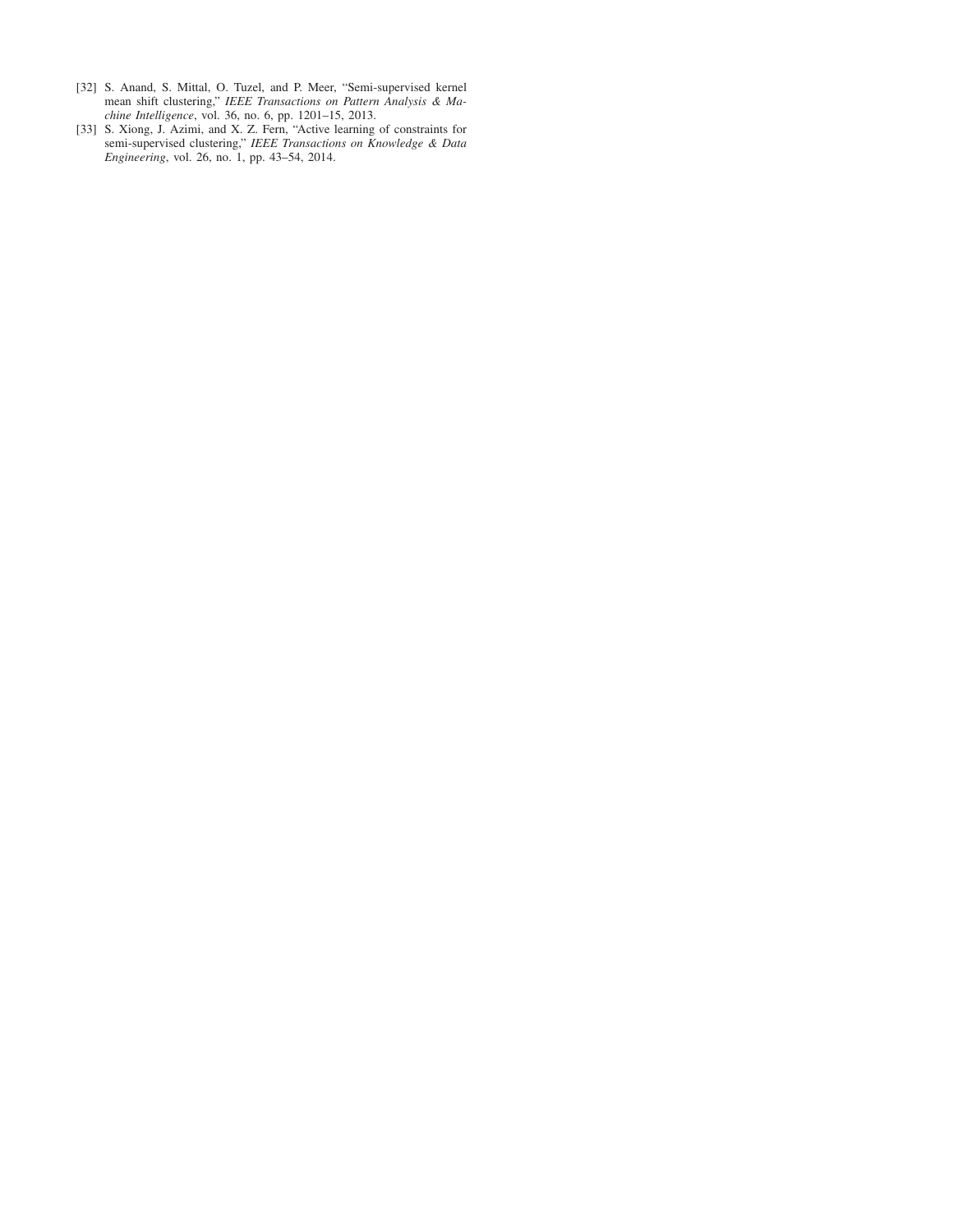[32] S. Anand, S. Mittal, O. Tuzel, and P. Meer, "Semi-supervised kernel mean shift clustering," *IEEE Transactions on Pattern Analysis & Machine Intelligence*, vol. 36, no. 6, pp. 1201–15, 2013.

[33] S. Xiong, J. Azimi, and X. Z. Fern, "Active learning of constraints for semi-supervised clustering," *IEEE Transactions on Knowledge & Data Engineering*, vol. 26, no. 1, pp. 43–54, 2014.